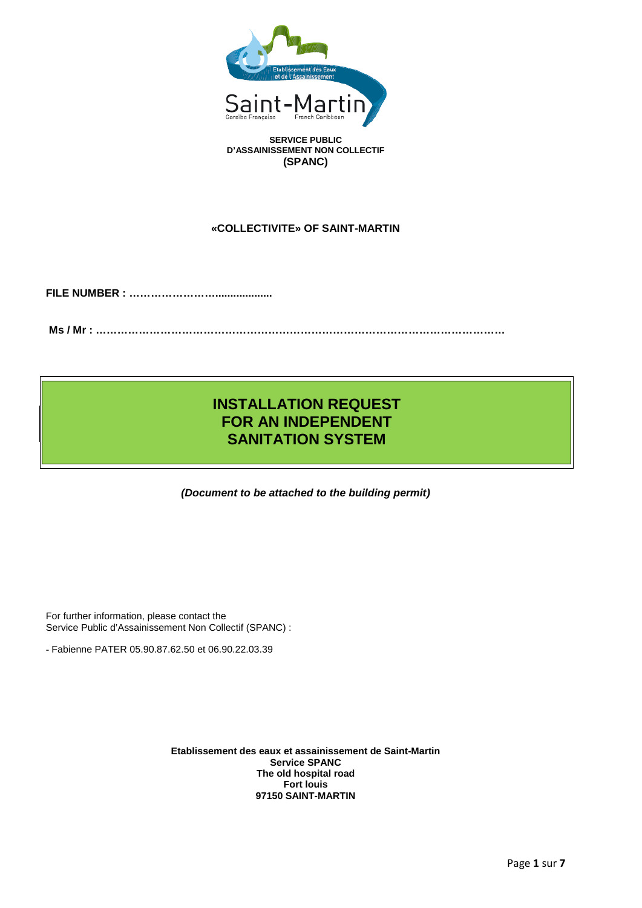**SERVICE PUBLIC**
**D'ASSAINISSEMENT NON COLLECTIF**
**(SPANC)**

**«COLLECTIVITE» OF SAINT-MARTIN**

**FILE NUMBER : ……………………..................**

**Ms / Mr : ………………………………………………………………………………………………**

# INSTALLATION REQUEST FOR AN INDEPENDENT SANITATION SYSTEM

***(Document to be attached to the building permit)***

For further information, please contact the
Service Public d'Assainissement Non Collectif (SPANC) :

- Fabienne PATER 05.90.87.62.50 et 06.90.22.03.39

**Etablissement des eaux et assainissement de Saint-Martin**
**Service SPANC**
**The old hospital road**
**Fort louis**
**97150 SAINT-MARTIN**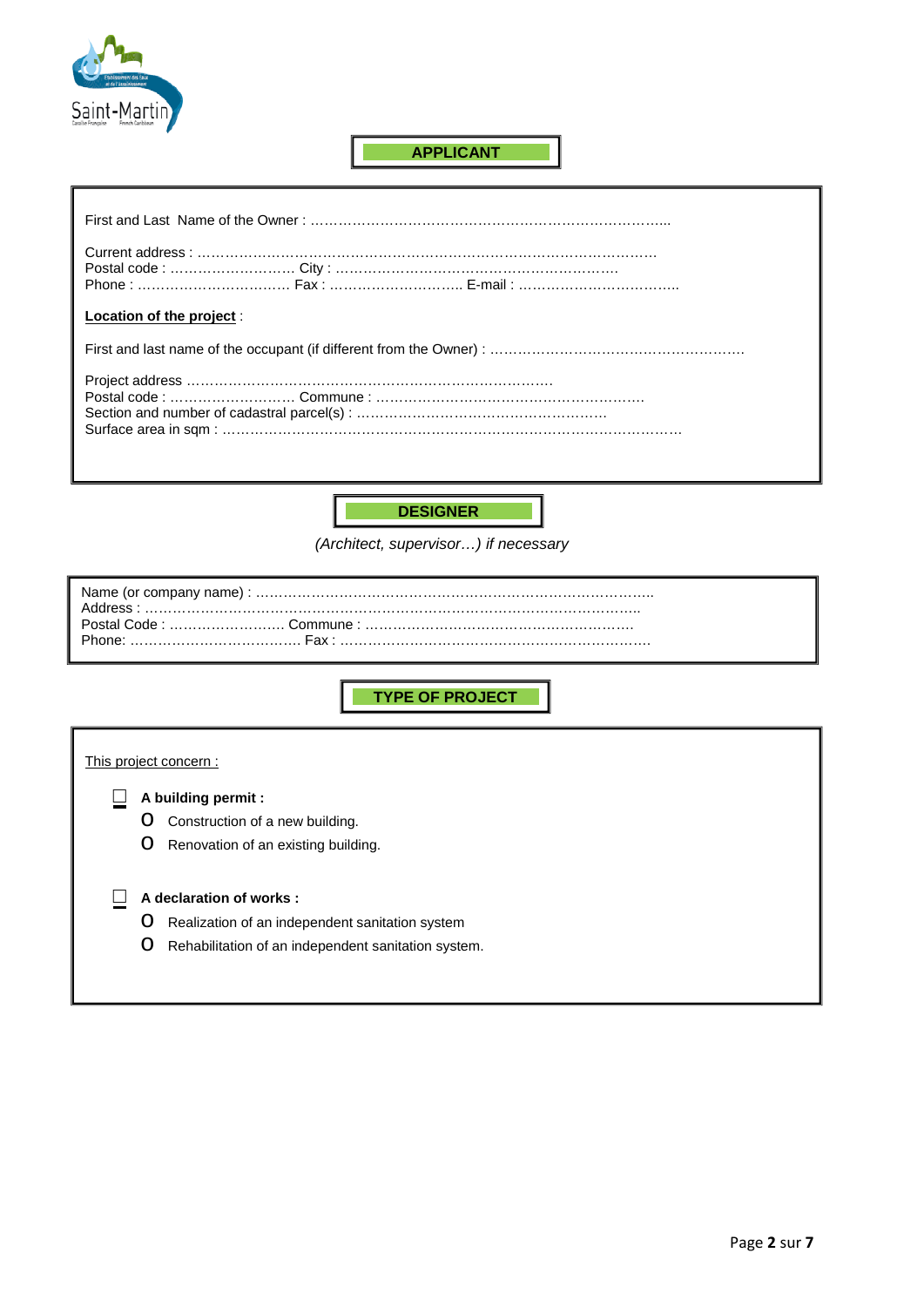## APPLICANT

First and Last Name of the Owner : ……………………………………………………………………..

Current address : ………………………………………………………………………………………
Postal code : ……………………… City : ……………………………………………………
Phone : …………………………… Fax : ……………………….. E-mail : ……………………………..

**Location of the project** :

First and last name of the occupant (if different from the Owner) : ………………………………………………

Project address ……………………………………………………………………
Postal code : ……………………… Commune : …………………………………………………
Section and number of cadastral parcel(s) : ………………………………………………
Surface area in sqm : ……………………………………………………………………………………

## DESIGNER

*(Architect, supervisor…) if necessary*

Name (or company name) : ……………………………………………………………………………..
Address : …………………………………………………………………………………………………..
Postal Code : …………………… Commune : …………………………………………………
Phone: ……………………………… Fax : ……………………………………………………………

## TYPE OF PROJECT

This project concern :

- ☐ **A building permit :**
  - O Construction of a new building.
  - O Renovation of an existing building.

- ☐ **A declaration of works :**
  - O Realization of an independent sanitation system
  - O Rehabilitation of an independent sanitation system.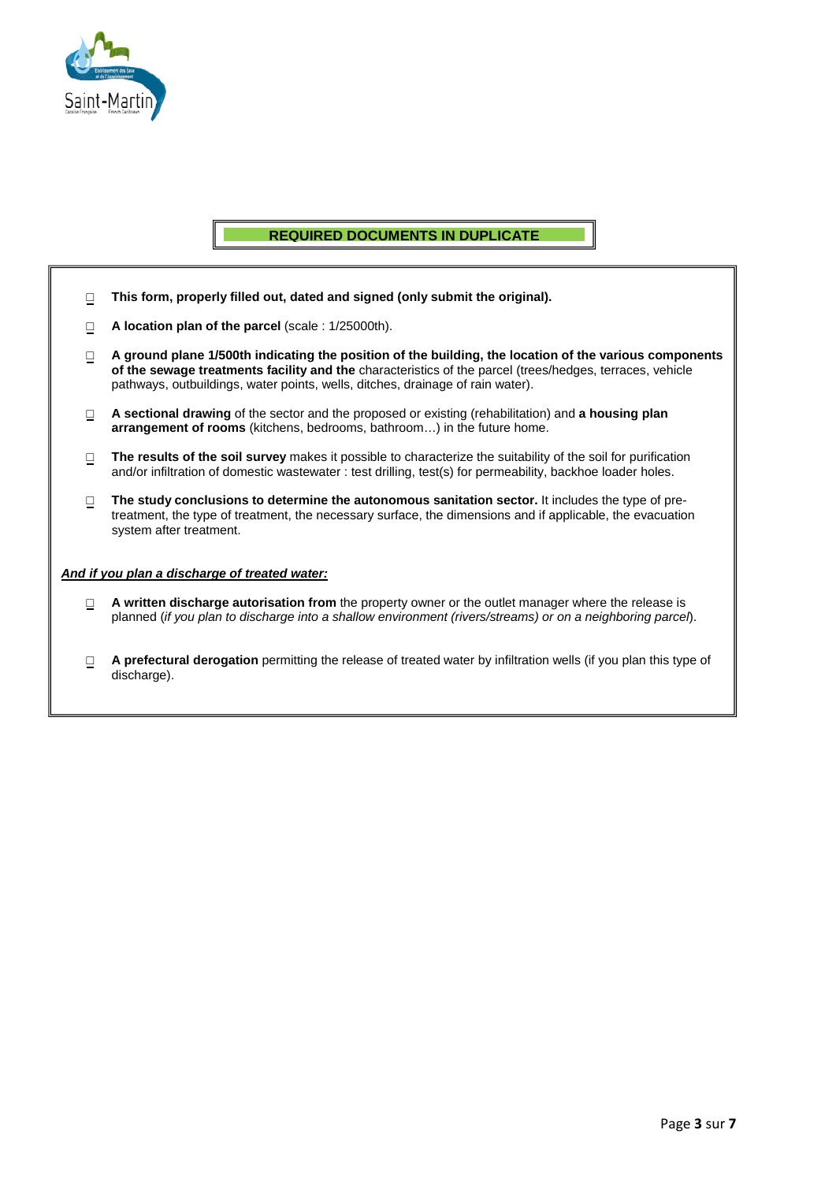## REQUIRED DOCUMENTS IN DUPLICATE

- ☐ **This form, properly filled out, dated and signed (only submit the original).**
- ☐ **A location plan of the parcel** (scale : 1/25000th).
- ☐ **A ground plane 1/500th indicating the position of the building, the location of the various components of the sewage treatments facility and the** characteristics of the parcel (trees/hedges, terraces, vehicle pathways, outbuildings, water points, wells, ditches, drainage of rain water).
- ☐ **A sectional drawing** of the sector and the proposed or existing (rehabilitation) and **a housing plan arrangement of rooms** (kitchens, bedrooms, bathroom…) in the future home.
- ☐ **The results of the soil survey** makes it possible to characterize the suitability of the soil for purification and/or infiltration of domestic wastewater : test drilling, test(s) for permeability, backhoe loader holes.
- ☐ **The study conclusions to determine the autonomous sanitation sector.** It includes the type of pre-treatment, the type of treatment, the necessary surface, the dimensions and if applicable, the evacuation system after treatment.

***And if you plan a discharge of treated water:***

- ☐ **A written discharge autorisation from** the property owner or the outlet manager where the release is planned (*if you plan to discharge into a shallow environment (rivers/streams) or on a neighboring parcel*).
- ☐ **A prefectural derogation** permitting the release of treated water by infiltration wells (if you plan this type of discharge).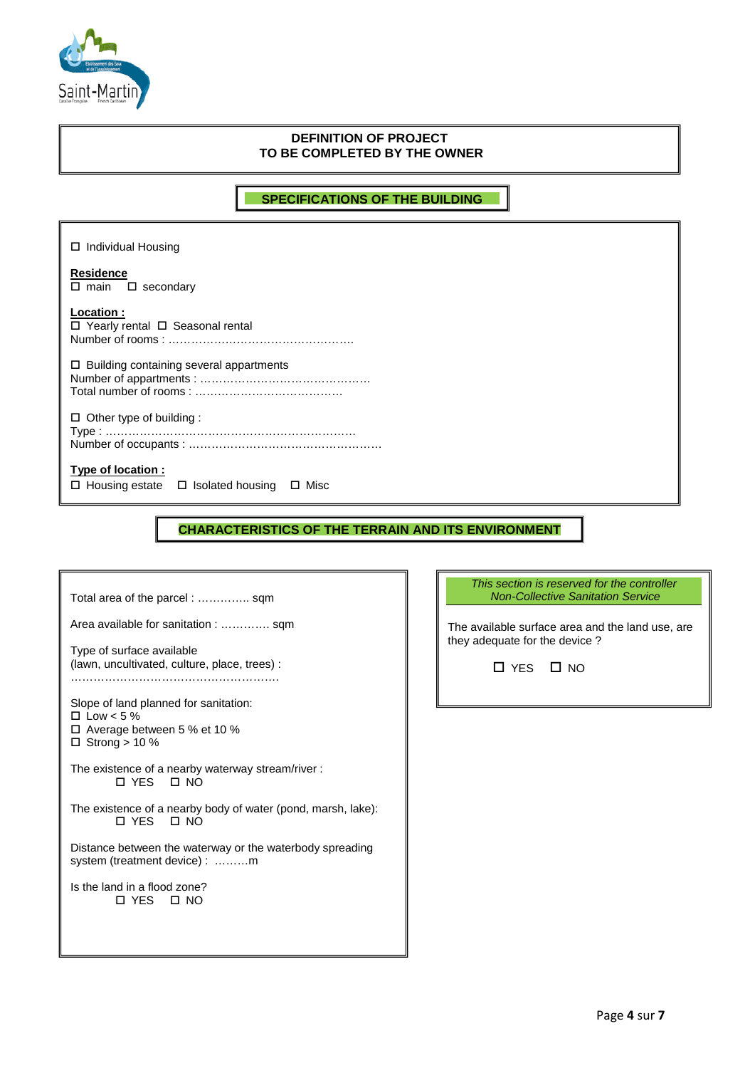## DEFINITION OF PROJECT
## TO BE COMPLETED BY THE OWNER

### SPECIFICATIONS OF THE BUILDING

☐ Individual Housing

**Residence**
☐ main ☐ secondary

**Location :**
☐ Yearly rental ☐ Seasonal rental
Number of rooms : ………………………………………….

☐ Building containing several appartments
Number of appartments : ………………………………………
Total number of rooms : …………………………………

☐ Other type of building :
Type : …………………………………………………………
Number of occupants : ……………………………………………

**Type of location :**
☐ Housing estate ☐ Isolated housing ☐ Misc

### CHARACTERISTICS OF THE TERRAIN AND ITS ENVIRONMENT

Total area of the parcel : ………….. sqm

Area available for sanitation : …………. sqm

Type of surface available
(lawn, uncultivated, culture, place, trees) :
………………………………………………

Slope of land planned for sanitation:
☐ Low < 5 %
☐ Average between 5 % et 10 %
☐ Strong > 10 %

The existence of a nearby waterway stream/river :
☐ YES ☐ NO

The existence of a nearby body of water (pond, marsh, lake):
☐ YES ☐ NO

Distance between the waterway or the waterbody spreading system (treatment device) : ………m

Is the land in a flood zone?
☐ YES ☐ NO

*This section is reserved for the controller*
*Non-Collective Sanitation Service*

The available surface area and the land use, are they adequate for the device ?

☐ YES ☐ NO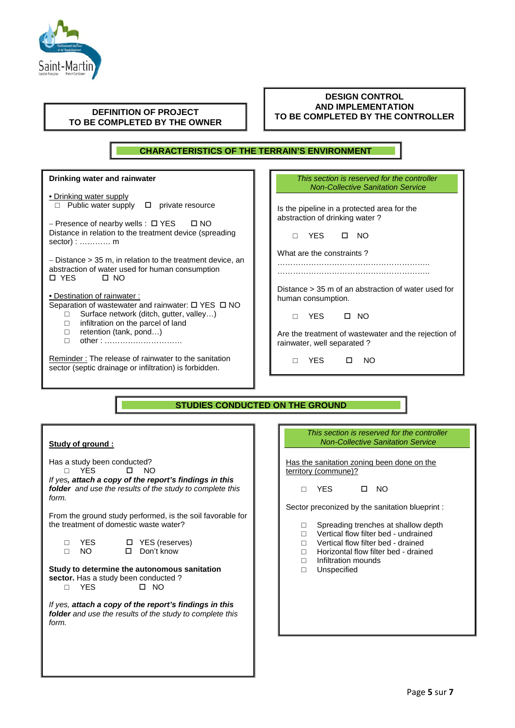**DEFINITION OF PROJECT**
**TO BE COMPLETED BY THE OWNER**

**DESIGN CONTROL**
**AND IMPLEMENTATION**
**TO BE COMPLETED BY THE CONTROLLER**

## CHARACTERISTICS OF THE TERRAIN'S ENVIRONMENT

**Drinking water and rainwater**

• Drinking water supply
- ☐ Public water supply ☐ private resource

– Presence of nearby wells : ☐ YES ☐ NO
Distance in relation to the treatment device (spreading sector) : ………… m

– Distance > 35 m, in relation to the treatment device, an abstraction of water used for human consumption
☐ YES ☐ NO

• Destination of rainwater :
Separation of wastewater and rainwater: ☐ YES ☐ NO
- ☐ Surface network (ditch, gutter, valley…)
- ☐ infiltration on the parcel of land
- ☐ retention (tank, pond…)
- ☐ other : …………………………

Reminder : The release of rainwater to the sanitation sector (septic drainage or infiltration) is forbidden.

*This section is reserved for the controller*
*Non-Collective Sanitation Service*

Is the pipeline in a protected area for the abstraction of drinking water ?

☐ YES ☐ NO

What are the constraints ?
……………………………………………………
……………………………………………………

Distance > 35 m of an abstraction of water used for human consumption.

☐ YES ☐ NO

Are the treatment of wastewater and the rejection of rainwater, well separated ?

☐ YES ☐ NO

## STUDIES CONDUCTED ON THE GROUND

**Study of ground :**

Has a study been conducted?
☐ YES ☐ NO
*If yes, **attach a copy of the report's findings in this folder** and use the results of the study to complete this form.*

From the ground study performed, is the soil favorable for the treatment of domestic waste water?

☐ YES ☐ YES (reserves)
☐ NO ☐ Don't know

**Study to determine the autonomous sanitation sector.** Has a study been conducted ?
☐ YES ☐ NO

*If yes, **attach a copy of the report's findings in this folder** and use the results of the study to complete this form.*

*This section is reserved for the controller*
*Non-Collective Sanitation Service*

Has the sanitation zoning been done on the territory (commune)?

☐ YES ☐ NO

Sector preconized by the sanitation blueprint :

- ☐ Spreading trenches at shallow depth
- ☐ Vertical flow filter bed - undrained
- ☐ Vertical flow filter bed - drained
- ☐ Horizontal flow filter bed - drained
- ☐ Infiltration mounds
- ☐ Unspecified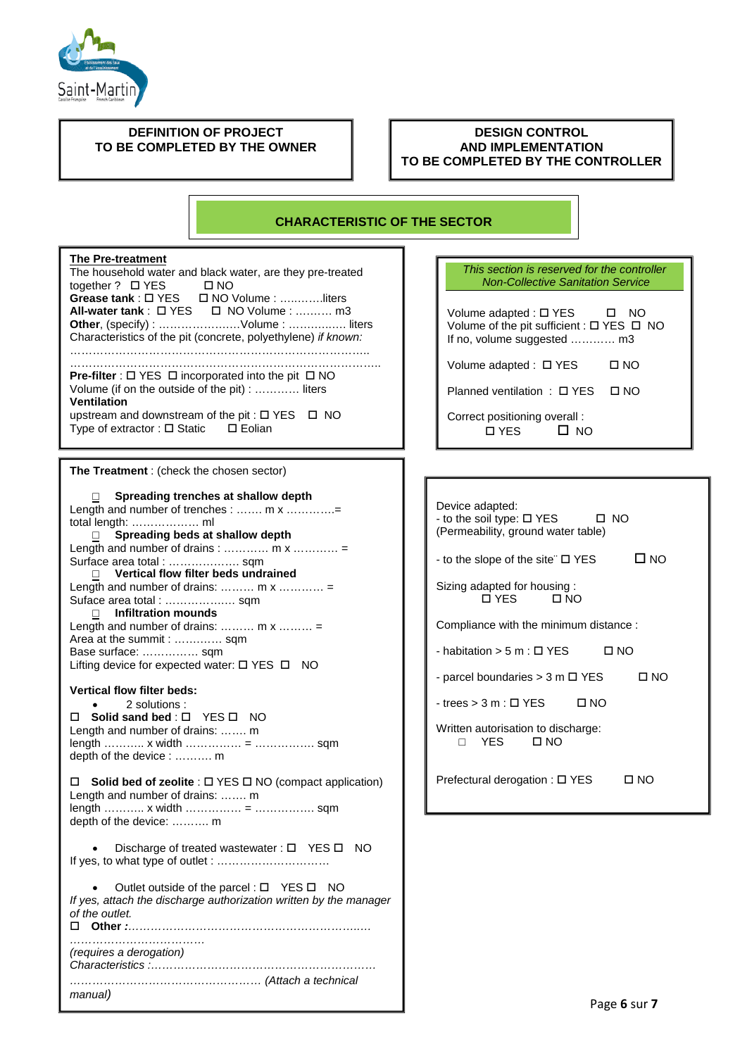**DEFINITION OF PROJECT**
**TO BE COMPLETED BY THE OWNER**

**DESIGN CONTROL**
**AND IMPLEMENTATION**
**TO BE COMPLETED BY THE CONTROLLER**

## CHARACTERISTIC OF THE SECTOR

**The Pre-treatment**
The household water and black water, are they pre-treated together ? ☐ YES ☐ NO
**Grease tank** : ☐ YES ☐ NO Volume : ………..liters
**All-water tank** : ☐ YES ☐ NO Volume : ………. m3
**Other**, (specify) : ………………….Volume : ……………. liters
Characteristics of the pit (concrete, polyethylene) *if known:*
………………………………………………………………………
………………………………………………………………………..
**Pre-filter** : ☐ YES ☐ incorporated into the pit ☐ NO
Volume (if on the outside of the pit) : ………… liters
**Ventilation**
upstream and downstream of the pit : ☐ YES ☐ NO
Type of extractor : ☐ Static ☐ Eolian

*This section is reserved for the controller Non-Collective Sanitation Service*

Volume adapted : ☐ YES ☐ NO
Volume of the pit sufficient : ☐ YES ☐ NO
If no, volume suggested ………… m3

Volume adapted : ☐ YES ☐ NO

Planned ventilation : ☐ YES ☐ NO

Correct positioning overall :
☐ YES ☐ NO

**The Treatment** : (check the chosen sector)

☐ **Spreading trenches at shallow depth**
Length and number of trenches : ……. m x …………=
total length: ……………… ml
☐ **Spreading beds at shallow depth**
Length and number of drains : ………… m x ………… =
Surface area total : ……………… sqm
☐ **Vertical flow filter beds undrained**
Length and number of drains: ……… m x ………… =
Suface area total : ……………… sqm
☐ **Infiltration mounds**
Length and number of drains: ……… m x ……… =
Area at the summit : …………. sqm
Base surface: …………… sqm
Lifting device for expected water: ☐ YES ☐ NO

**Vertical flow filter beds:**

- 2 solutions :

☐ **Solid sand bed** : ☐ YES ☐ NO
Length and number of drains: ……. m
length ………. x width …………… = ……………. sqm
depth of the device : ………. m

☐ **Solid bed of zeolite** : ☐ YES ☐ NO (compact application)
Length and number of drains: ……. m
length ………. x width …………… = ……………. sqm
depth of the device: ………. m

- Discharge of treated wastewater : ☐ YES ☐ NO

If yes, to what type of outlet : …………………………

- Outlet outside of the parcel : ☐ YES ☐ NO

*If yes, attach the discharge authorization written by the manager of the outlet.*
☐ **Other** *:*…………………………………………………………
………………………………
*(requires a derogation)*
*Characteristics :*……………………………………………………
…………………………………………… *(Attach a technical manual)*

Device adapted:
- to the soil type: ☐ YES ☐ NO
(Permeability, ground water table)

- to the slope of the site¨ ☐ YES ☐ NO

Sizing adapted for housing :
☐ YES ☐ NO

Compliance with the minimum distance :

- habitation > 5 m : ☐ YES ☐ NO

- parcel boundaries > 3 m ☐ YES ☐ NO

- trees > 3 m : ☐ YES ☐ NO

Written autorisation to discharge:
☐ YES ☐ NO

Prefectural derogation : ☐ YES ☐ NO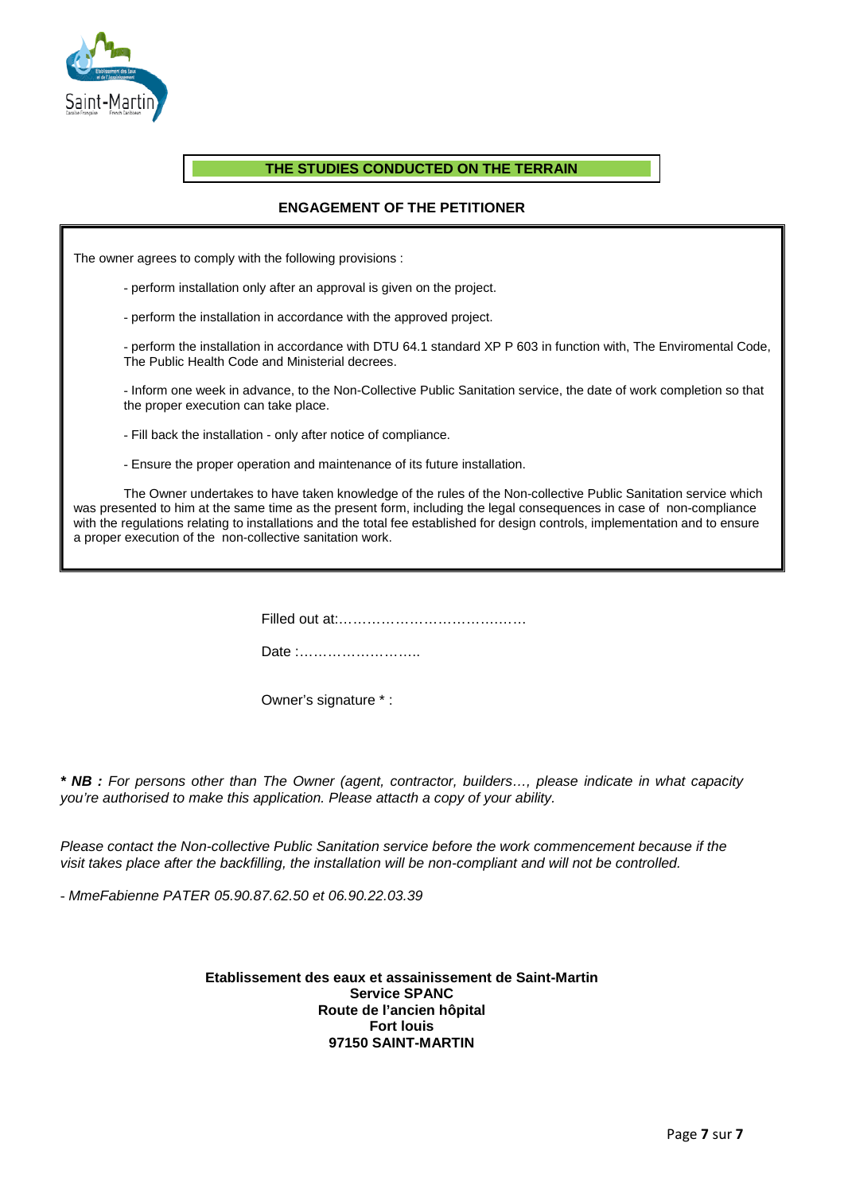## THE STUDIES CONDUCTED ON THE TERRAIN

### ENGAGEMENT OF THE PETITIONER

The owner agrees to comply with the following provisions :

- perform installation only after an approval is given on the project.
- perform the installation in accordance with the approved project.
- perform the installation in accordance with DTU 64.1 standard XP P 603 in function with, The Enviromental Code, The Public Health Code and Ministerial decrees.
- Inform one week in advance, to the Non-Collective Public Sanitation service, the date of work completion so that the proper execution can take place.
- Fill back the installation - only after notice of compliance.
- Ensure the proper operation and maintenance of its future installation.

The Owner undertakes to have taken knowledge of the rules of the Non-collective Public Sanitation service which was presented to him at the same time as the present form, including the legal consequences in case of non-compliance with the regulations relating to installations and the total fee established for design controls, implementation and to ensure a proper execution of the non-collective sanitation work.

Filled out at:…………………………………

Date :……………………..

Owner's signature * :

***NB :** For persons other than The Owner (agent, contractor, builders…, please indicate in what capacity you're authorised to make this application. Please attatch a copy of your ability.*

*Please contact the Non-collective Public Sanitation service before the work commencement because if the visit takes place after the backfilling, the installation will be non-compliant and will not be controlled.*

*- MmeFabienne PATER 05.90.87.62.50 et 06.90.22.03.39*

**Etablissement des eaux et assainissement de Saint-Martin**
**Service SPANC**
**Route de l'ancien hôpital**
**Fort louis**
**97150 SAINT-MARTIN**